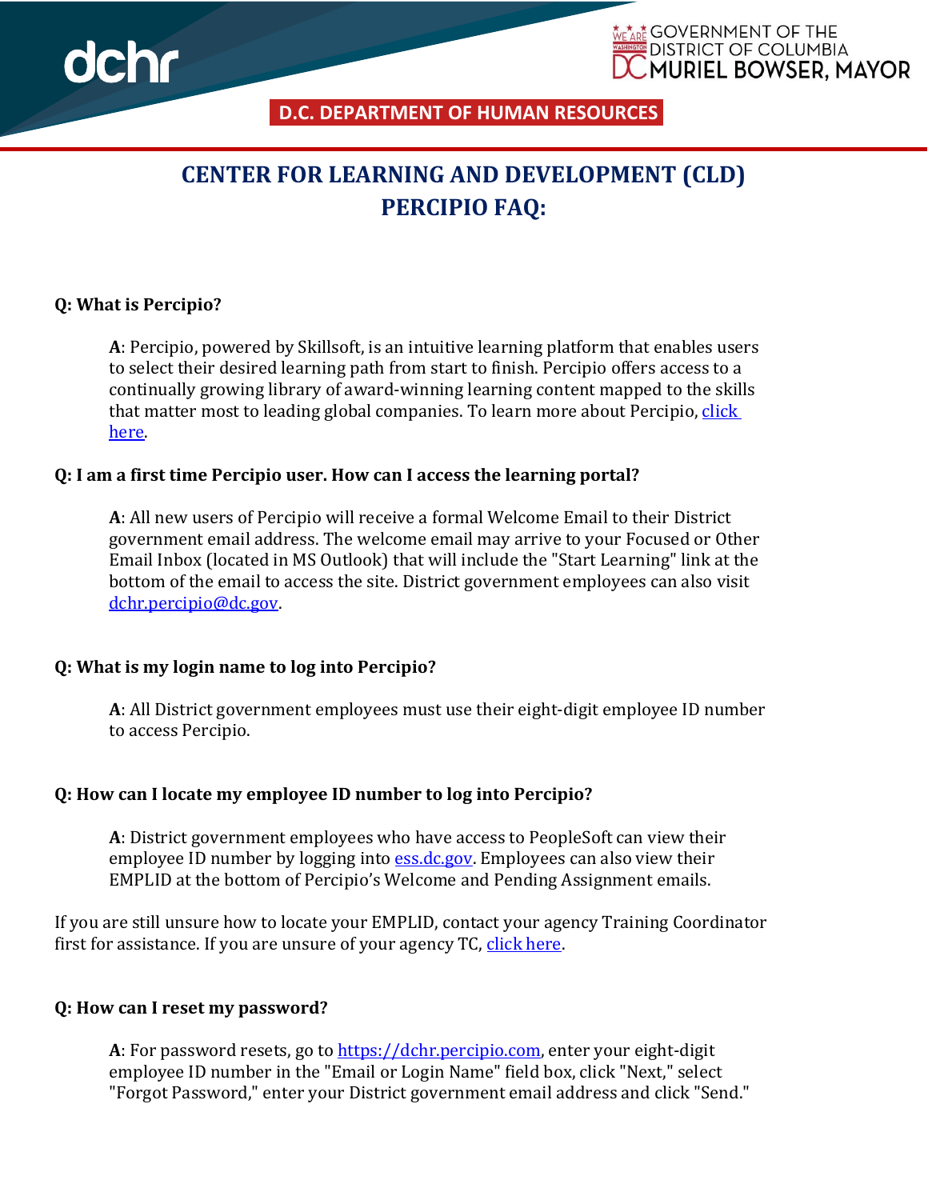dchr

GOVERNMENT OF THE DISTRICT OF COLUMBIA
MURIEL BOWSER, MAYOR

D.C. DEPARTMENT OF HUMAN RESOURCES

# CENTER FOR LEARNING AND DEVELOPMENT (CLD) PERCIPIO FAQ:

**Q: What is Percipio?**

**A**: Percipio, powered by Skillsoft, is an intuitive learning platform that enables users to select their desired learning path from start to finish. Percipio offers access to a continually growing library of award-winning learning content mapped to the skills that matter most to leading global companies. To learn more about Percipio, click here.

**Q: I am a first time Percipio user. How can I access the learning portal?**

**A**: All new users of Percipio will receive a formal Welcome Email to their District government email address. The welcome email may arrive to your Focused or Other Email Inbox (located in MS Outlook) that will include the "Start Learning" link at the bottom of the email to access the site. District government employees can also visit dchr.percipio@dc.gov.

**Q: What is my login name to log into Percipio?**

**A**: All District government employees must use their eight-digit employee ID number to access Percipio.

**Q: How can I locate my employee ID number to log into Percipio?**

**A**: District government employees who have access to PeopleSoft can view their employee ID number by logging into ess.dc.gov. Employees can also view their EMPLID at the bottom of Percipio's Welcome and Pending Assignment emails.

If you are still unsure how to locate your EMPLID, contact your agency Training Coordinator first for assistance. If you are unsure of your agency TC, click here.

**Q: How can I reset my password?**

**A**: For password resets, go to https://dchr.percipio.com, enter your eight-digit employee ID number in the "Email or Login Name" field box, click "Next," select "Forgot Password," enter your District government email address and click "Send."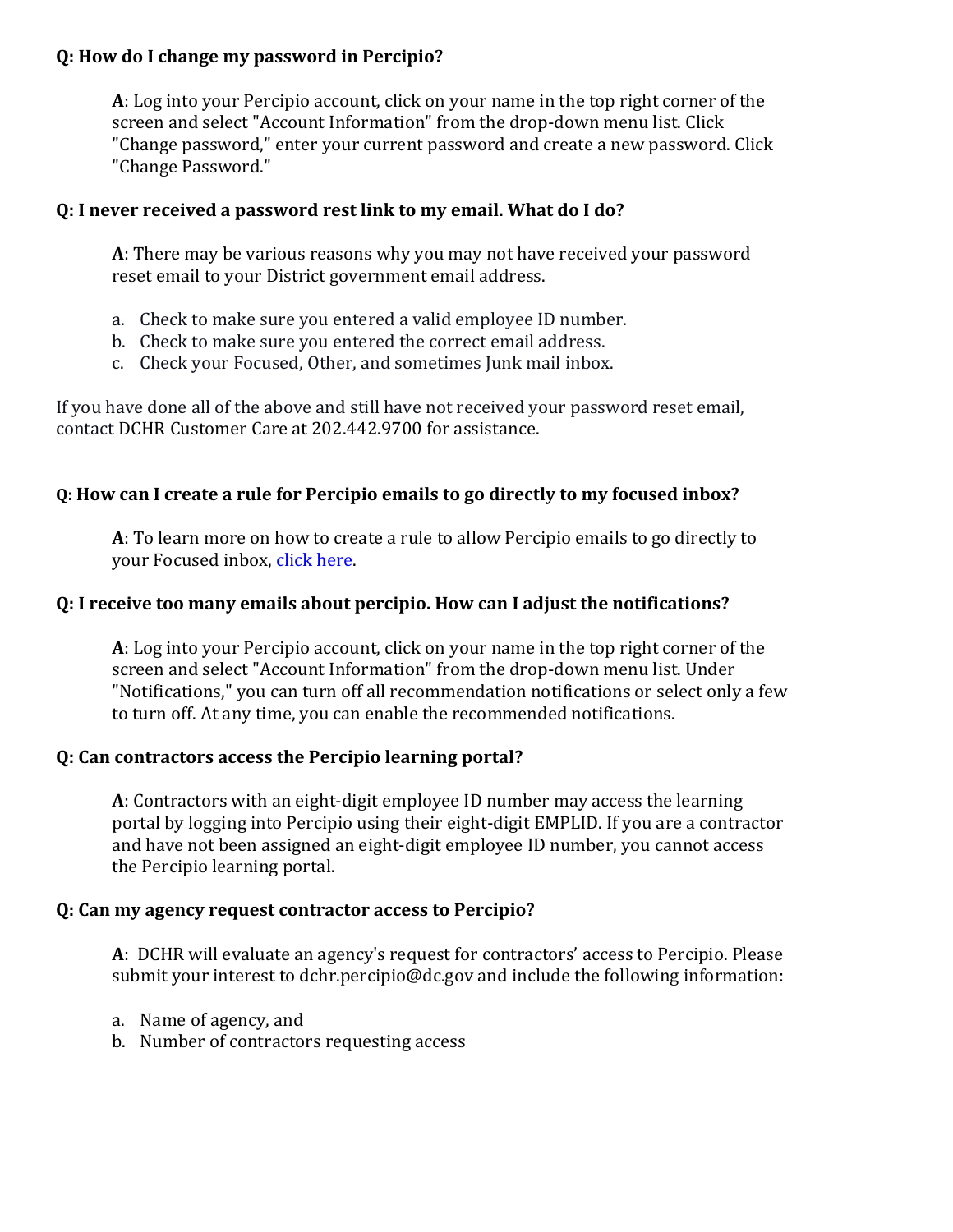**Q: How do I change my password in Percipio?**

> **A**: Log into your Percipio account, click on your name in the top right corner of the screen and select "Account Information" from the drop-down menu list. Click "Change password," enter your current password and create a new password. Click "Change Password."

**Q: I never received a password rest link to my email. What do I do?**

> **A**: There may be various reasons why you may not have received your password reset email to your District government email address.
>
> a. Check to make sure you entered a valid employee ID number.
> b. Check to make sure you entered the correct email address.
> c. Check your Focused, Other, and sometimes Junk mail inbox.

If you have done all of the above and still have not received your password reset email, contact DCHR Customer Care at 202.442.9700 for assistance.

**Q: How can I create a rule for Percipio emails to go directly to my focused inbox?**

> **A**: To learn more on how to create a rule to allow Percipio emails to go directly to your Focused inbox, click here.

**Q: I receive too many emails about percipio. How can I adjust the notifications?**

> **A**: Log into your Percipio account, click on your name in the top right corner of the screen and select "Account Information" from the drop-down menu list. Under "Notifications," you can turn off all recommendation notifications or select only a few to turn off. At any time, you can enable the recommended notifications.

**Q: Can contractors access the Percipio learning portal?**

> **A**: Contractors with an eight-digit employee ID number may access the learning portal by logging into Percipio using their eight-digit EMPLID. If you are a contractor and have not been assigned an eight-digit employee ID number, you cannot access the Percipio learning portal.

**Q: Can my agency request contractor access to Percipio?**

> **A**: DCHR will evaluate an agency's request for contractors' access to Percipio. Please submit your interest to dchr.percipio@dc.gov and include the following information:
>
> a. Name of agency, and
> b. Number of contractors requesting access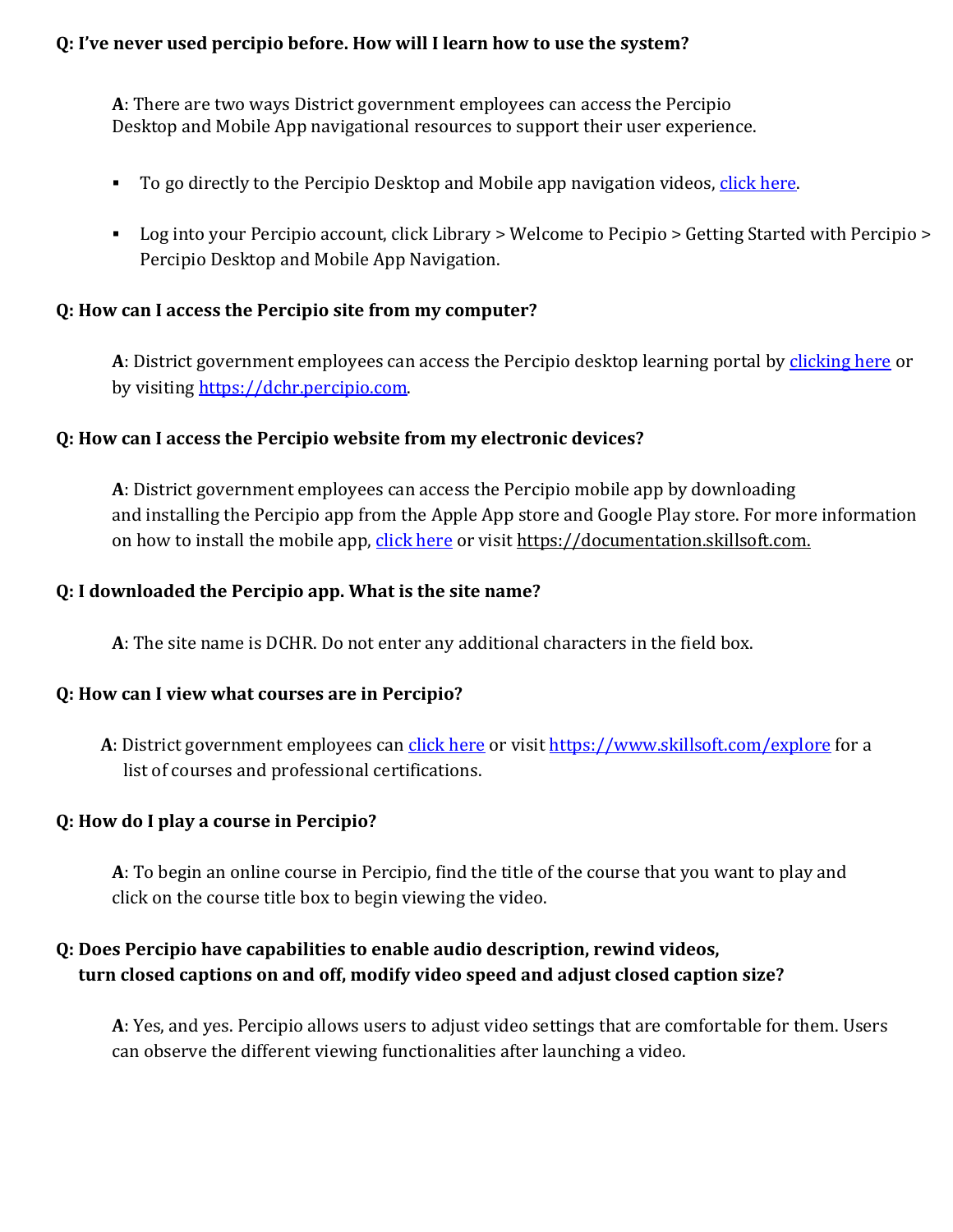**Q: I've never used percipio before. How will I learn how to use the system?**

**A**: There are two ways District government employees can access the Percipio Desktop and Mobile App navigational resources to support their user experience.

- To go directly to the Percipio Desktop and Mobile app navigation videos, click here.
- Log into your Percipio account, click Library > Welcome to Pecipio > Getting Started with Percipio > Percipio Desktop and Mobile App Navigation.

**Q: How can I access the Percipio site from my computer?**

**A**: District government employees can access the Percipio desktop learning portal by clicking here or by visiting https://dchr.percipio.com.

**Q: How can I access the Percipio website from my electronic devices?**

**A**: District government employees can access the Percipio mobile app by downloading and installing the Percipio app from the Apple App store and Google Play store. For more information on how to install the mobile app, click here or visit https://documentation.skillsoft.com.

**Q: I downloaded the Percipio app. What is the site name?**

**A**: The site name is DCHR. Do not enter any additional characters in the field box.

**Q: How can I view what courses are in Percipio?**

**A**: District government employees can click here or visit https://www.skillsoft.com/explore for a list of courses and professional certifications.

**Q: How do I play a course in Percipio?**

**A**: To begin an online course in Percipio, find the title of the course that you want to play and click on the course title box to begin viewing the video.

**Q: Does Percipio have capabilities to enable audio description, rewind videos, turn closed captions on and off, modify video speed and adjust closed caption size?**

**A**: Yes, and yes. Percipio allows users to adjust video settings that are comfortable for them. Users can observe the different viewing functionalities after launching a video.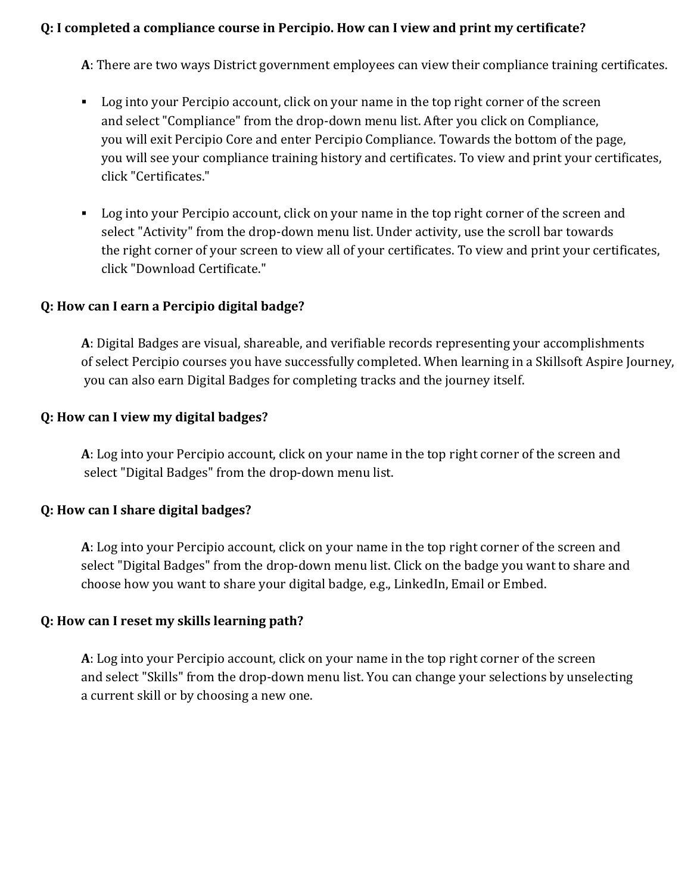**Q: I completed a compliance course in Percipio. How can I view and print my certificate?**

**A**: There are two ways District government employees can view their compliance training certificates.

- Log into your Percipio account, click on your name in the top right corner of the screen and select "Compliance" from the drop-down menu list. After you click on Compliance, you will exit Percipio Core and enter Percipio Compliance. Towards the bottom of the page, you will see your compliance training history and certificates. To view and print your certificates, click "Certificates."
- Log into your Percipio account, click on your name in the top right corner of the screen and select "Activity" from the drop-down menu list. Under activity, use the scroll bar towards the right corner of your screen to view all of your certificates. To view and print your certificates, click "Download Certificate."

**Q: How can I earn a Percipio digital badge?**

**A**: Digital Badges are visual, shareable, and verifiable records representing your accomplishments of select Percipio courses you have successfully completed. When learning in a Skillsoft Aspire Journey, you can also earn Digital Badges for completing tracks and the journey itself.

**Q: How can I view my digital badges?**

**A**: Log into your Percipio account, click on your name in the top right corner of the screen and select "Digital Badges" from the drop-down menu list.

**Q: How can I share digital badges?**

**A**: Log into your Percipio account, click on your name in the top right corner of the screen and select "Digital Badges" from the drop-down menu list. Click on the badge you want to share and choose how you want to share your digital badge, e.g., LinkedIn, Email or Embed.

**Q: How can I reset my skills learning path?**

**A**: Log into your Percipio account, click on your name in the top right corner of the screen and select "Skills" from the drop-down menu list. You can change your selections by unselecting a current skill or by choosing a new one.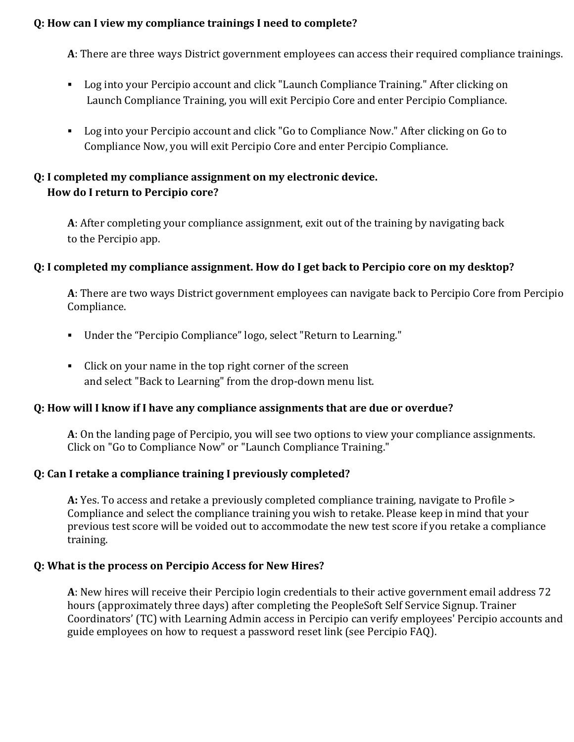**Q: How can I view my compliance trainings I need to complete?**

**A**: There are three ways District government employees can access their required compliance trainings.

- Log into your Percipio account and click "Launch Compliance Training." After clicking on Launch Compliance Training, you will exit Percipio Core and enter Percipio Compliance.

- Log into your Percipio account and click "Go to Compliance Now." After clicking on Go to Compliance Now, you will exit Percipio Core and enter Percipio Compliance.

**Q: I completed my compliance assignment on my electronic device. How do I return to Percipio core?**

**A**: After completing your compliance assignment, exit out of the training by navigating back to the Percipio app.

**Q: I completed my compliance assignment. How do I get back to Percipio core on my desktop?**

**A**: There are two ways District government employees can navigate back to Percipio Core from Percipio Compliance.

- Under the "Percipio Compliance" logo, select "Return to Learning."

- Click on your name in the top right corner of the screen and select "Back to Learning" from the drop-down menu list.

**Q: How will I know if I have any compliance assignments that are due or overdue?**

**A**: On the landing page of Percipio, you will see two options to view your compliance assignments. Click on "Go to Compliance Now" or "Launch Compliance Training."

**Q: Can I retake a compliance training I previously completed?**

**A:** Yes. To access and retake a previously completed compliance training, navigate to Profile > Compliance and select the compliance training you wish to retake. Please keep in mind that your previous test score will be voided out to accommodate the new test score if you retake a compliance training.

**Q: What is the process on Percipio Access for New Hires?**

**A**: New hires will receive their Percipio login credentials to their active government email address 72 hours (approximately three days) after completing the PeopleSoft Self Service Signup. Trainer Coordinators' (TC) with Learning Admin access in Percipio can verify employees' Percipio accounts and guide employees on how to request a password reset link (see Percipio FAQ).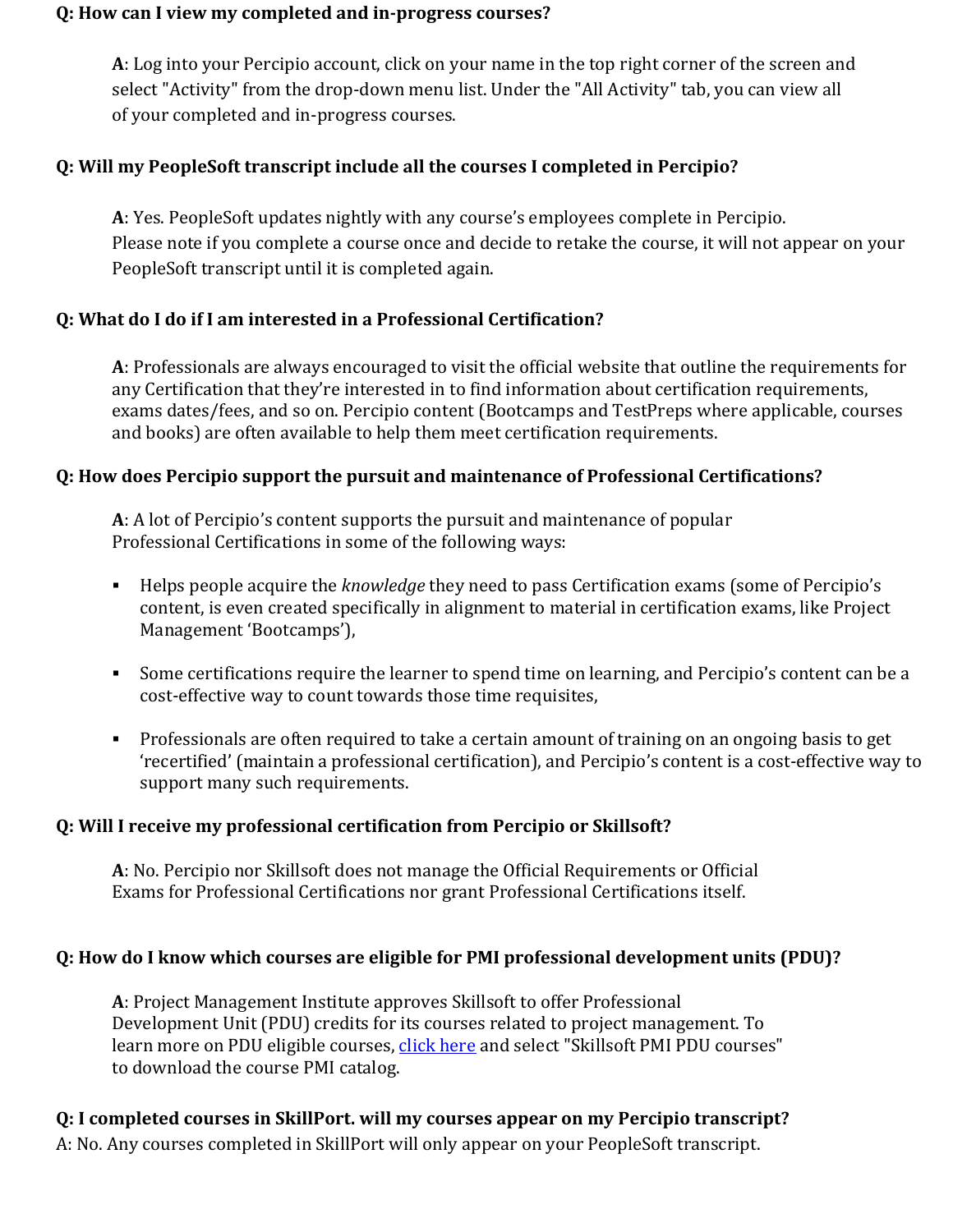**Q: How can I view my completed and in-progress courses?**

**A**: Log into your Percipio account, click on your name in the top right corner of the screen and select "Activity" from the drop-down menu list. Under the "All Activity" tab, you can view all of your completed and in-progress courses.

**Q: Will my PeopleSoft transcript include all the courses I completed in Percipio?**

**A**: Yes. PeopleSoft updates nightly with any course's employees complete in Percipio. Please note if you complete a course once and decide to retake the course, it will not appear on your PeopleSoft transcript until it is completed again.

**Q: What do I do if I am interested in a Professional Certification?**

**A**: Professionals are always encouraged to visit the official website that outline the requirements for any Certification that they're interested in to find information about certification requirements, exams dates/fees, and so on. Percipio content (Bootcamps and TestPreps where applicable, courses and books) are often available to help them meet certification requirements.

**Q: How does Percipio support the pursuit and maintenance of Professional Certifications?**

**A**: A lot of Percipio's content supports the pursuit and maintenance of popular Professional Certifications in some of the following ways:

- Helps people acquire the *knowledge* they need to pass Certification exams (some of Percipio's content, is even created specifically in alignment to material in certification exams, like Project Management 'Bootcamps'),
- Some certifications require the learner to spend time on learning, and Percipio's content can be a cost-effective way to count towards those time requisites,
- Professionals are often required to take a certain amount of training on an ongoing basis to get 'recertified' (maintain a professional certification), and Percipio's content is a cost-effective way to support many such requirements.

**Q: Will I receive my professional certification from Percipio or Skillsoft?**

**A**: No. Percipio nor Skillsoft does not manage the Official Requirements or Official Exams for Professional Certifications nor grant Professional Certifications itself.

**Q: How do I know which courses are eligible for PMI professional development units (PDU)?**

**A**: Project Management Institute approves Skillsoft to offer Professional Development Unit (PDU) credits for its courses related to project management. To learn more on PDU eligible courses, click here and select "Skillsoft PMI PDU courses" to download the course PMI catalog.

**Q: I completed courses in SkillPort. will my courses appear on my Percipio transcript?**

A: No. Any courses completed in SkillPort will only appear on your PeopleSoft transcript.